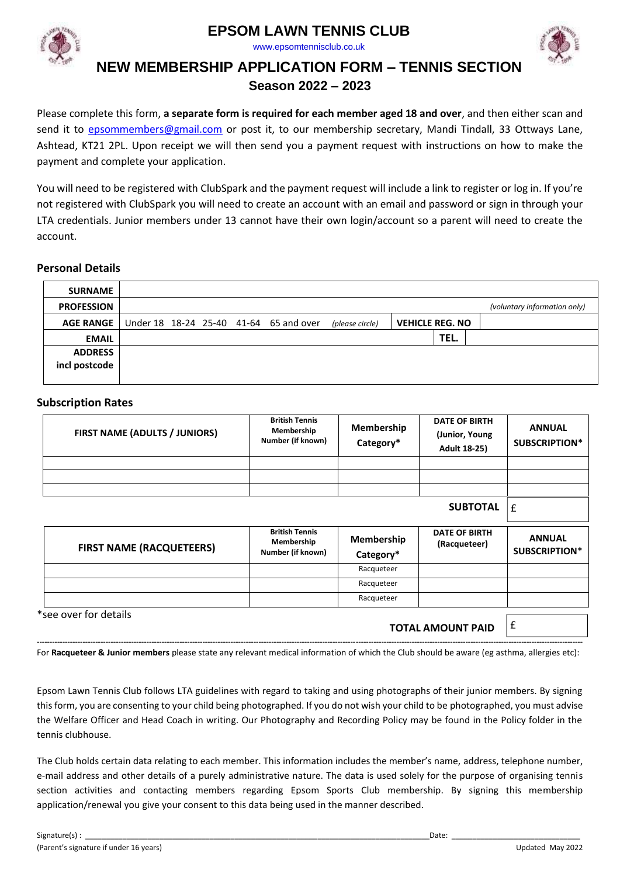# EPSOM LAWN TENNIS CLUB

www.epsomtennisclub.co.uk

## NEW MEMBERSHIP APPLICATION FORM – TENNIS SECTION

### Season 2022 – 2023

Please complete this form, **a separate form is required for each member aged 18 and over**, and then either scan and send it to epsommembers@gmail.com or post it, to our membership secretary, Mandi Tindall, 33 Ottways Lane, Ashtead, KT21 2PL. Upon receipt we will then send you a payment request with instructions on how to make the payment and complete your application.

You will need to be registered with ClubSpark and the payment request will include a link to register or log in. If you're not registered with ClubSpark you will need to create an account with an email and password or sign in through your LTA credentials. Junior members under 13 cannot have their own login/account so a parent will need to create the account.

### Personal Details

| | | | |
|---|---|---|---|
| **SURNAME** | | | |
| **PROFESSION** | *(voluntary information only)* | | |
| **AGE RANGE** | Under 18 18-24 25-40 41-64 65 and over *(please circle)* | **VEHICLE REG. NO** | |
| **EMAIL** | | **TEL.** | |
| **ADDRESS incl postcode** | | | |

### Subscription Rates

| FIRST NAME (ADULTS / JUNIORS) | British Tennis Membership Number (if known) | Membership Category* | DATE OF BIRTH (Junior, Young Adult 18-25) | ANNUAL SUBSCRIPTION* |
|---|---|---|---|---|
| | | | | |
| | | | | |
| | | | | |
| | | | **SUBTOTAL** | £ |

| FIRST NAME (RACQUETEERS) | British Tennis Membership Number (if known) | Membership Category* | DATE OF BIRTH (Racqueteer) | ANNUAL SUBSCRIPTION* |
|---|---|---|---|---|
| | | Racqueteer | | |
| | | Racqueteer | | |
| | | Racqueteer | | |

*see over for details

**TOTAL AMOUNT PAID** £

---

For **Racqueteer & Junior members** please state any relevant medical information of which the Club should be aware (eg asthma, allergies etc):

Epsom Lawn Tennis Club follows LTA guidelines with regard to taking and using photographs of their junior members. By signing this form, you are consenting to your child being photographed. If you do not wish your child to be photographed, you must advise the Welfare Officer and Head Coach in writing. Our Photography and Recording Policy may be found in the Policy folder in the tennis clubhouse.

The Club holds certain data relating to each member. This information includes the member's name, address, telephone number, e-mail address and other details of a purely administrative nature. The data is used solely for the purpose of organising tennis section activities and contacting members regarding Epsom Sports Club membership. By signing this membership application/renewal you give your consent to this data being used in the manner described.

Signature(s) : ________________________________________________ Date: ____________________

(Parent's signature if under 16 years)

Updated May 2022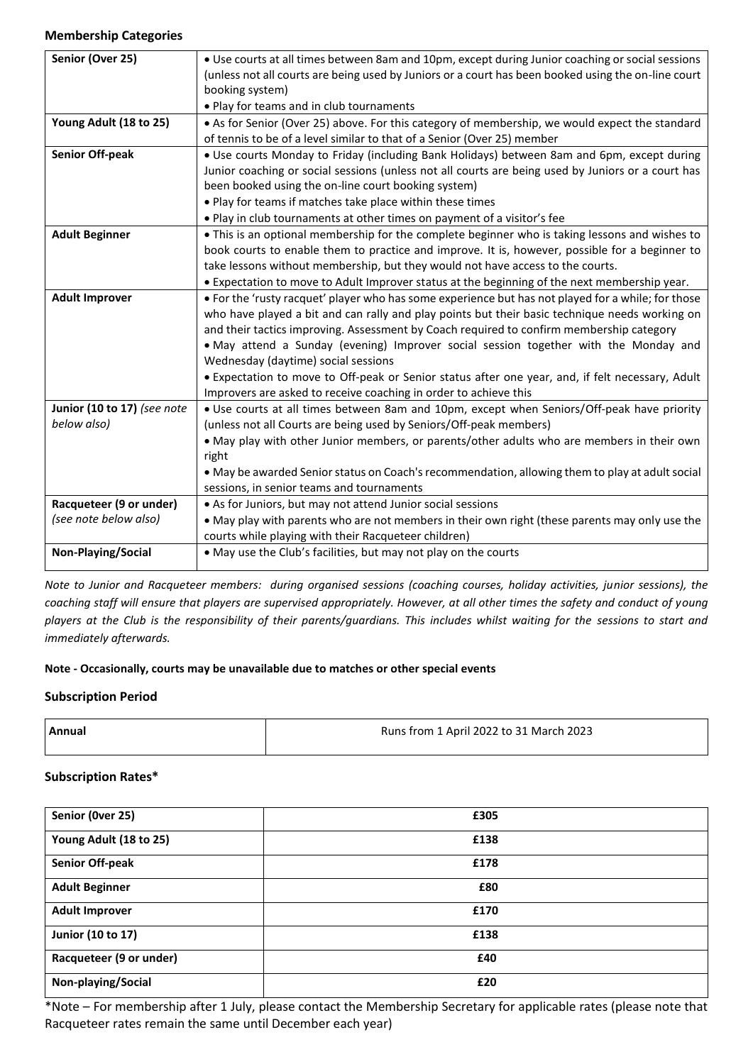## Membership Categories

| | |
|---|---|
| **Senior (Over 25)** | • Use courts at all times between 8am and 10pm, except during Junior coaching or social sessions (unless not all courts are being used by Juniors or a court has been booked using the on-line court booking system)<br>• Play for teams and in club tournaments |
| **Young Adult (18 to 25)** | • As for Senior (Over 25) above. For this category of membership, we would expect the standard of tennis to be of a level similar to that of a Senior (Over 25) member |
| **Senior Off-peak** | • Use courts Monday to Friday (including Bank Holidays) between 8am and 6pm, except during Junior coaching or social sessions (unless not all courts are being used by Juniors or a court has been booked using the on-line court booking system)<br>• Play for teams if matches take place within these times<br>• Play in club tournaments at other times on payment of a visitor's fee |
| **Adult Beginner** | • This is an optional membership for the complete beginner who is taking lessons and wishes to book courts to enable them to practice and improve. It is, however, possible for a beginner to take lessons without membership, but they would not have access to the courts.<br>• Expectation to move to Adult Improver status at the beginning of the next membership year. |
| **Adult Improver** | • For the 'rusty racquet' player who has some experience but has not played for a while; for those who have played a bit and can rally and play points but their basic technique needs working on and their tactics improving. Assessment by Coach required to confirm membership category<br>• May attend a Sunday (evening) Improver social session together with the Monday and Wednesday (daytime) social sessions<br>• Expectation to move to Off-peak or Senior status after one year, and, if felt necessary, Adult Improvers are asked to receive coaching in order to achieve this |
| **Junior (10 to 17)** *(see note below also)* | • Use courts at all times between 8am and 10pm, except when Seniors/Off-peak have priority (unless not all Courts are being used by Seniors/Off-peak members)<br>• May play with other Junior members, or parents/other adults who are members in their own right<br>• May be awarded Senior status on Coach's recommendation, allowing them to play at adult social sessions, in senior teams and tournaments |
| **Racqueteer (9 or under)** *(see note below also)* | • As for Juniors, but may not attend Junior social sessions<br>• May play with parents who are not members in their own right (these parents may only use the courts while playing with their Racqueteer children) |
| **Non-Playing/Social** | • May use the Club's facilities, but may not play on the courts |

*Note to Junior and Racqueteer members: during organised sessions (coaching courses, holiday activities, junior sessions), the coaching staff will ensure that players are supervised appropriately. However, at all other times the safety and conduct of young players at the Club is the responsibility of their parents/guardians. This includes whilst waiting for the sessions to start and immediately afterwards.*

**Note - Occasionally, courts may be unavailable due to matches or other special events**

## Subscription Period

| | |
|---|---|
| **Annual** | Runs from 1 April 2022 to 31 March 2023 |

## Subscription Rates*

| | |
|---|---|
| **Senior (0ver 25)** | **£305** |
| **Young Adult (18 to 25)** | **£138** |
| **Senior Off-peak** | **£178** |
| **Adult Beginner** | **£80** |
| **Adult Improver** | **£170** |
| **Junior (10 to 17)** | **£138** |
| **Racqueteer (9 or under)** | **£40** |
| **Non-playing/Social** | **£20** |

*Note – For membership after 1 July, please contact the Membership Secretary for applicable rates (please note that Racqueteer rates remain the same until December each year)